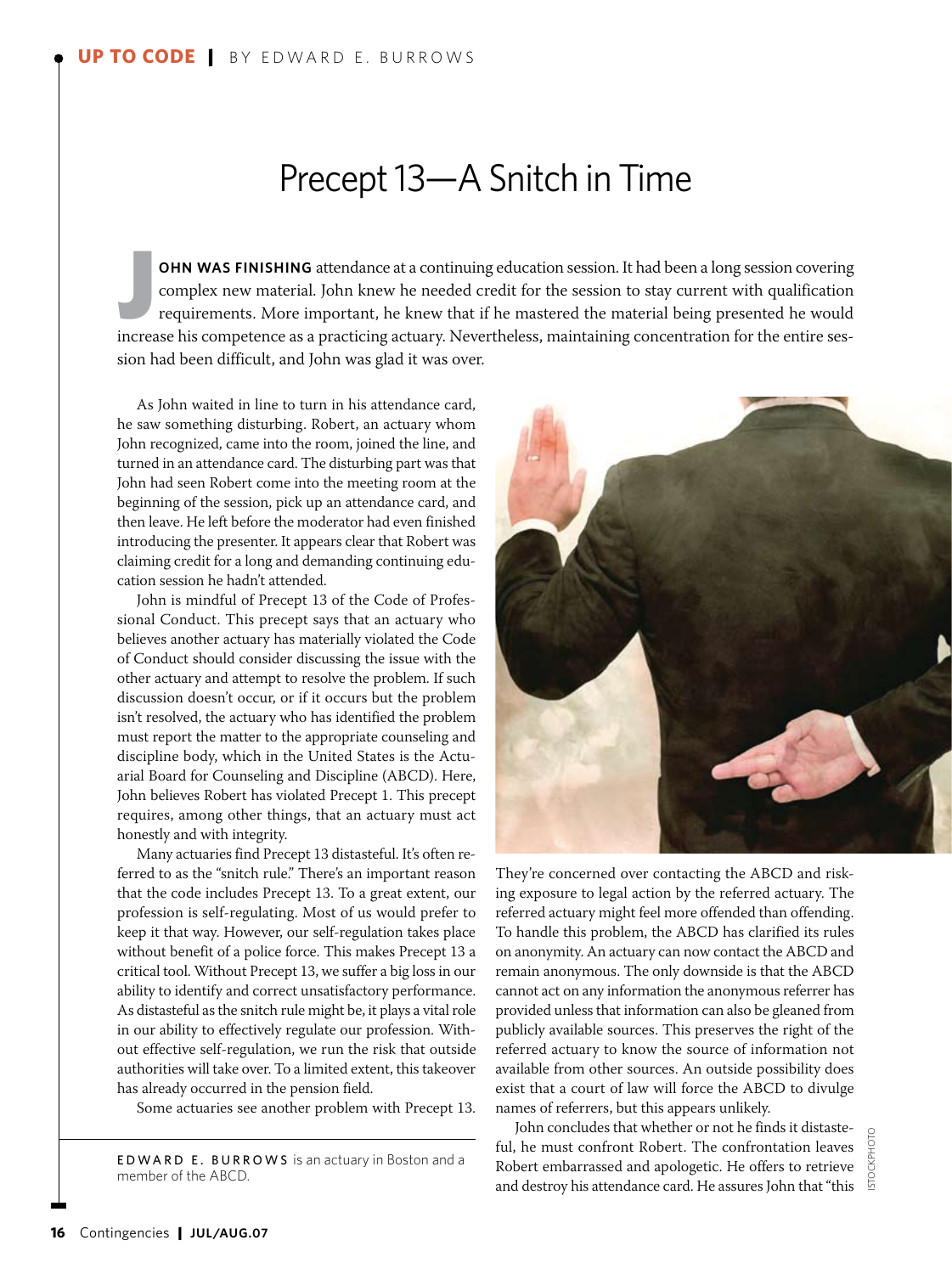UP TO CODE | BY EDWARD E. BURROWS

# Precept 13—A Snitch in Time

**JOHN WAS FINISHING** attendance at a continuing education session. It had been a long session covering complex new material. John knew he needed credit for the session to stay current with qualification requirements. More important, he knew that if he mastered the material being presented he would increase his competence as a practicing actuary. Nevertheless, maintaining concentration for the entire session had been difficult, and John was glad it was over.

As John waited in line to turn in his attendance card, he saw something disturbing. Robert, an actuary whom John recognized, came into the room, joined the line, and turned in an attendance card. The disturbing part was that John had seen Robert come into the meeting room at the beginning of the session, pick up an attendance card, and then leave. He left before the moderator had even finished introducing the presenter. It appears clear that Robert was claiming credit for a long and demanding continuing education session he hadn't attended.

John is mindful of Precept 13 of the Code of Professional Conduct. This precept says that an actuary who believes another actuary has materially violated the Code of Conduct should consider discussing the issue with the other actuary and attempt to resolve the problem. If such discussion doesn't occur, or if it occurs but the problem isn't resolved, the actuary who has identified the problem must report the matter to the appropriate counseling and discipline body, which in the United States is the Actuarial Board for Counseling and Discipline (ABCD). Here, John believes Robert has violated Precept 1. This precept requires, among other things, that an actuary must act honestly and with integrity.

Many actuaries find Precept 13 distasteful. It's often referred to as the "snitch rule." There's an important reason that the code includes Precept 13. To a great extent, our profession is self-regulating. Most of us would prefer to keep it that way. However, our self-regulation takes place without benefit of a police force. This makes Precept 13 a critical tool. Without Precept 13, we suffer a big loss in our ability to identify and correct unsatisfactory performance. As distasteful as the snitch rule might be, it plays a vital role in our ability to effectively regulate our profession. Without effective self-regulation, we run the risk that outside authorities will take over. To a limited extent, this takeover has already occurred in the pension field.

Some actuaries see another problem with Precept 13. They're concerned over contacting the ABCD and risking exposure to legal action by the referred actuary. The referred actuary might feel more offended than offending. To handle this problem, the ABCD has clarified its rules on anonymity. An actuary can now contact the ABCD and remain anonymous. The only downside is that the ABCD cannot act on any information the anonymous referrer has provided unless that information can also be gleaned from publicly available sources. This preserves the right of the referred actuary to know the source of information not available from other sources. An outside possibility does exist that a court of law will force the ABCD to divulge names of referrers, but this appears unlikely.

John concludes that whether or not he finds it distasteful, he must confront Robert. The confrontation leaves Robert embarrassed and apologetic. He offers to retrieve and destroy his attendance card. He assures John that "this

ISTOCKPHOTO

**EDWARD E. BURROWS** is an actuary in Boston and a member of the ABCD.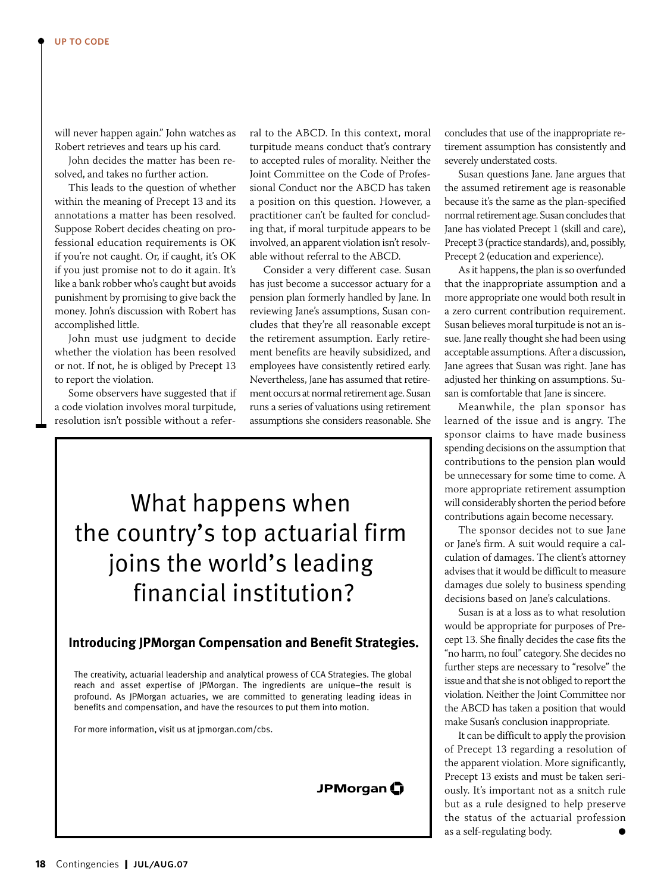will never happen again." John watches as Robert retrieves and tears up his card.

John decides the matter has been resolved, and takes no further action.

This leads to the question of whether within the meaning of Precept 13 and its annotations a matter has been resolved. Suppose Robert decides cheating on professional education requirements is OK if you're not caught. Or, if caught, it's OK if you just promise not to do it again. It's like a bank robber who's caught but avoids punishment by promising to give back the money. John's discussion with Robert has accomplished little.

John must use judgment to decide whether the violation has been resolved or not. If not, he is obliged by Precept 13 to report the violation.

Some observers have suggested that if a code violation involves moral turpitude, resolution isn't possible without a referral to the ABCD. In this context, moral turpitude means conduct that's contrary to accepted rules of morality. Neither the Joint Committee on the Code of Professional Conduct nor the ABCD has taken a position on this question. However, a practitioner can't be faulted for concluding that, if moral turpitude appears to be involved, an apparent violation isn't resolvable without referral to the ABCD.

Consider a very different case. Susan has just become a successor actuary for a pension plan formerly handled by Jane. In reviewing Jane's assumptions, Susan concludes that they're all reasonable except the retirement assumption. Early retirement benefits are heavily subsidized, and employees have consistently retired early. Nevertheless, Jane has assumed that retirement occurs at normal retirement age. Susan runs a series of valuations using retirement assumptions she considers reasonable. She concludes that use of the inappropriate retirement assumption has consistently and severely understated costs.

Susan questions Jane. Jane argues that the assumed retirement age is reasonable because it's the same as the plan-specified normal retirement age. Susan concludes that Jane has violated Precept 1 (skill and care), Precept 3 (practice standards), and, possibly, Precept 2 (education and experience).

As it happens, the plan is so overfunded that the inappropriate assumption and a more appropriate one would both result in a zero current contribution requirement. Susan believes moral turpitude is not an issue. Jane really thought she had been using acceptable assumptions. After a discussion, Jane agrees that Susan was right. Jane has adjusted her thinking on assumptions. Susan is comfortable that Jane is sincere.

Meanwhile, the plan sponsor has learned of the issue and is angry. The sponsor claims to have made business spending decisions on the assumption that contributions to the pension plan would be unnecessary for some time to come. A more appropriate retirement assumption will considerably shorten the period before contributions again become necessary.

The sponsor decides not to sue Jane or Jane's firm. A suit would require a calculation of damages. The client's attorney advises that it would be difficult to measure damages due solely to business spending decisions based on Jane's calculations.

Susan is at a loss as to what resolution would be appropriate for purposes of Precept 13. She finally decides the case fits the "no harm, no foul" category. She decides no further steps are necessary to "resolve" the issue and that she is not obliged to report the violation. Neither the Joint Committee nor the ABCD has taken a position that would make Susan's conclusion inappropriate.

It can be difficult to apply the provision of Precept 13 regarding a resolution of the apparent violation. More significantly, Precept 13 exists and must be taken seriously. It's important not as a snitch rule but as a rule designed to help preserve the status of the actuarial profession as a self-regulating body. ●

What happens when the country's top actuarial firm joins the world's leading financial institution?

**Introducing JPMorgan Compensation and Benefit Strategies.**

The creativity, actuarial leadership and analytical prowess of CCA Strategies. The global reach and asset expertise of JPMorgan. The ingredients are unique–the result is profound. As JPMorgan actuaries, we are committed to generating leading ideas in benefits and compensation, and have the resources to put them into motion.

For more information, visit us at jpmorgan.com/cbs.

JPMorgan